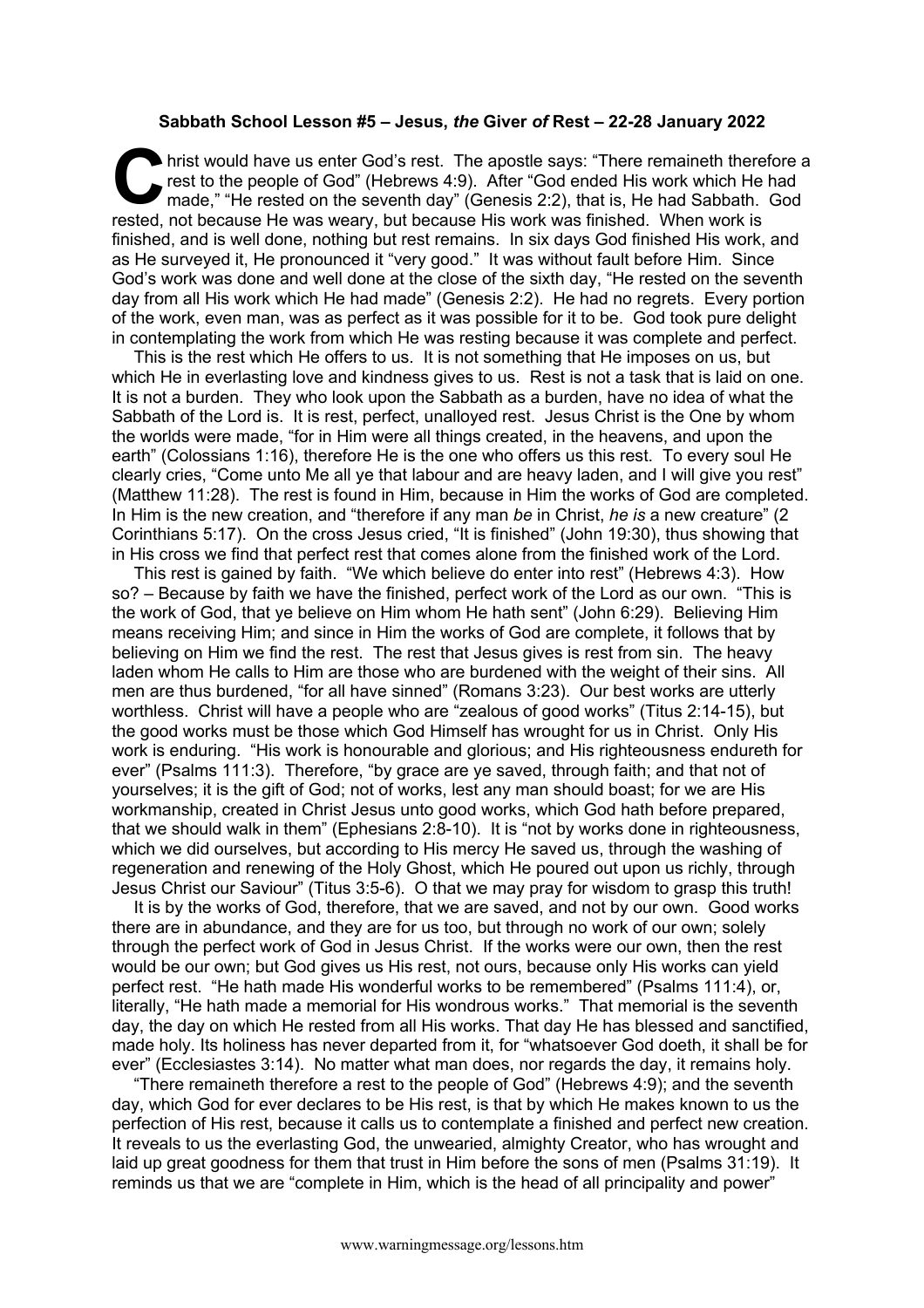**Sabbath School Lesson #5 – Jesus, *the* Giver *of* Rest – 22-28 January 2022**

Christ would have us enter God's rest. The apostle says: "There remaineth therefore a rest to the people of God" (Hebrews 4:9). After "God ended His work which He had made," "He rested on the seventh day" (Genesis 2:2), that is, He had Sabbath. God rested, not because He was weary, but because His work was finished. When work is finished, and is well done, nothing but rest remains. In six days God finished His work, and as He surveyed it, He pronounced it "very good." It was without fault before Him. Since God's work was done and well done at the close of the sixth day, "He rested on the seventh day from all His work which He had made" (Genesis 2:2). He had no regrets. Every portion of the work, even man, was as perfect as it was possible for it to be. God took pure delight in contemplating the work from which He was resting because it was complete and perfect.

This is the rest which He offers to us. It is not something that He imposes on us, but which He in everlasting love and kindness gives to us. Rest is not a task that is laid on one. It is not a burden. They who look upon the Sabbath as a burden, have no idea of what the Sabbath of the Lord is. It is rest, perfect, unalloyed rest. Jesus Christ is the One by whom the worlds were made, "for in Him were all things created, in the heavens, and upon the earth" (Colossians 1:16), therefore He is the one who offers us this rest. To every soul He clearly cries, "Come unto Me all ye that labour and are heavy laden, and I will give you rest" (Matthew 11:28). The rest is found in Him, because in Him the works of God are completed. In Him is the new creation, and "therefore if any man *be* in Christ, *he is* a new creature" (2 Corinthians 5:17). On the cross Jesus cried, "It is finished" (John 19:30), thus showing that in His cross we find that perfect rest that comes alone from the finished work of the Lord.

This rest is gained by faith. "We which believe do enter into rest" (Hebrews 4:3). How so? – Because by faith we have the finished, perfect work of the Lord as our own. "This is the work of God, that ye believe on Him whom He hath sent" (John 6:29). Believing Him means receiving Him; and since in Him the works of God are complete, it follows that by believing on Him we find the rest. The rest that Jesus gives is rest from sin. The heavy laden whom He calls to Him are those who are burdened with the weight of their sins. All men are thus burdened, "for all have sinned" (Romans 3:23). Our best works are utterly worthless. Christ will have a people who are "zealous of good works" (Titus 2:14-15), but the good works must be those which God Himself has wrought for us in Christ. Only His work is enduring. "His work is honourable and glorious; and His righteousness endureth for ever" (Psalms 111:3). Therefore, "by grace are ye saved, through faith; and that not of yourselves; it is the gift of God; not of works, lest any man should boast; for we are His workmanship, created in Christ Jesus unto good works, which God hath before prepared, that we should walk in them" (Ephesians 2:8-10). It is "not by works done in righteousness, which we did ourselves, but according to His mercy He saved us, through the washing of regeneration and renewing of the Holy Ghost, which He poured out upon us richly, through Jesus Christ our Saviour" (Titus 3:5-6). O that we may pray for wisdom to grasp this truth!

It is by the works of God, therefore, that we are saved, and not by our own. Good works there are in abundance, and they are for us too, but through no work of our own; solely through the perfect work of God in Jesus Christ. If the works were our own, then the rest would be our own; but God gives us His rest, not ours, because only His works can yield perfect rest. "He hath made His wonderful works to be remembered" (Psalms 111:4), or, literally, "He hath made a memorial for His wondrous works." That memorial is the seventh day, the day on which He rested from all His works. That day He has blessed and sanctified, made holy. Its holiness has never departed from it, for "whatsoever God doeth, it shall be for ever" (Ecclesiastes 3:14). No matter what man does, nor regards the day, it remains holy.

"There remaineth therefore a rest to the people of God" (Hebrews 4:9); and the seventh day, which God for ever declares to be His rest, is that by which He makes known to us the perfection of His rest, because it calls us to contemplate a finished and perfect new creation. It reveals to us the everlasting God, the unwearied, almighty Creator, who has wrought and laid up great goodness for them that trust in Him before the sons of men (Psalms 31:19). It reminds us that we are "complete in Him, which is the head of all principality and power"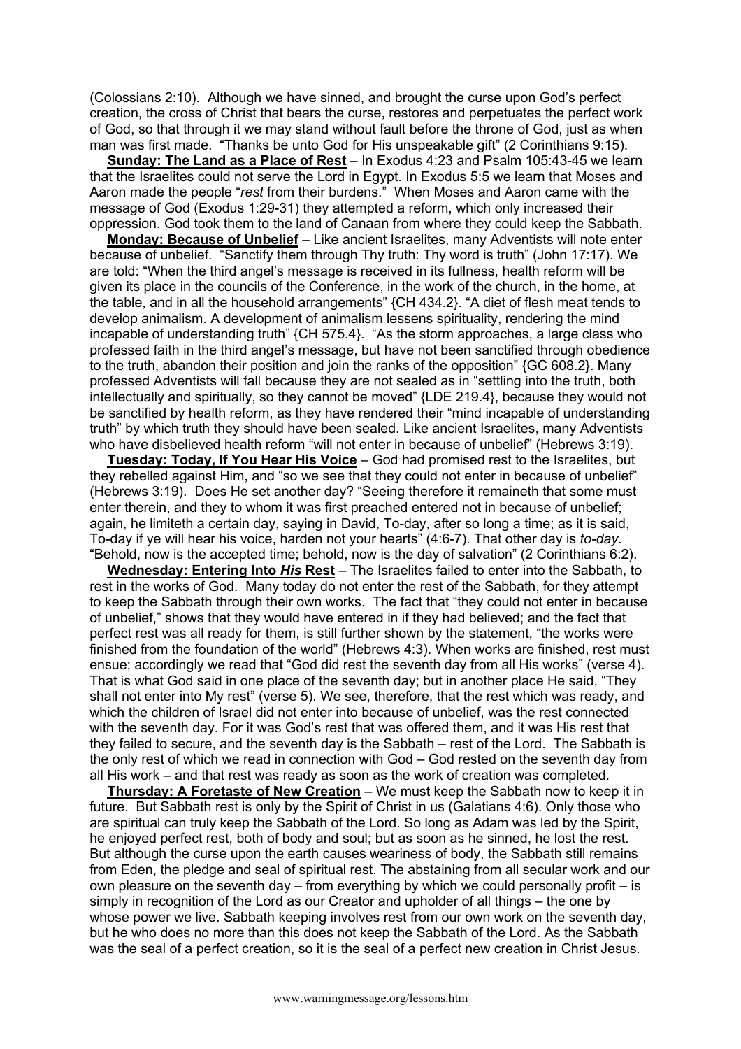(Colossians 2:10). Although we have sinned, and brought the curse upon God's perfect creation, the cross of Christ that bears the curse, restores and perpetuates the perfect work of God, so that through it we may stand without fault before the throne of God, just as when man was first made. "Thanks be unto God for His unspeakable gift" (2 Corinthians 9:15).

**Sunday: The Land as a Place of Rest** – In Exodus 4:23 and Psalm 105:43-45 we learn that the Israelites could not serve the Lord in Egypt. In Exodus 5:5 we learn that Moses and Aaron made the people "*rest* from their burdens." When Moses and Aaron came with the message of God (Exodus 1:29-31) they attempted a reform, which only increased their oppression. God took them to the land of Canaan from where they could keep the Sabbath.

**Monday: Because of Unbelief** – Like ancient Israelites, many Adventists will note enter because of unbelief. "Sanctify them through Thy truth: Thy word is truth" (John 17:17). We are told: "When the third angel's message is received in its fullness, health reform will be given its place in the councils of the Conference, in the work of the church, in the home, at the table, and in all the household arrangements" {CH 434.2}. "A diet of flesh meat tends to develop animalism. A development of animalism lessens spirituality, rendering the mind incapable of understanding truth" {CH 575.4}. "As the storm approaches, a large class who professed faith in the third angel's message, but have not been sanctified through obedience to the truth, abandon their position and join the ranks of the opposition" {GC 608.2}. Many professed Adventists will fall because they are not sealed as in "settling into the truth, both intellectually and spiritually, so they cannot be moved" {LDE 219.4}, because they would not be sanctified by health reform, as they have rendered their "mind incapable of understanding truth" by which truth they should have been sealed. Like ancient Israelites, many Adventists who have disbelieved health reform "will not enter in because of unbelief" (Hebrews 3:19).

**Tuesday: Today, If You Hear His Voice** – God had promised rest to the Israelites, but they rebelled against Him, and "so we see that they could not enter in because of unbelief" (Hebrews 3:19). Does He set another day? "Seeing therefore it remaineth that some must enter therein, and they to whom it was first preached entered not in because of unbelief; again, he limiteth a certain day, saying in David, To-day, after so long a time; as it is said, To-day if ye will hear his voice, harden not your hearts" (4:6-7). That other day is *to-day*. "Behold, now is the accepted time; behold, now is the day of salvation" (2 Corinthians 6:2).

**Wednesday: Entering Into *His* Rest** – The Israelites failed to enter into the Sabbath, to rest in the works of God. Many today do not enter the rest of the Sabbath, for they attempt to keep the Sabbath through their own works. The fact that "they could not enter in because of unbelief," shows that they would have entered in if they had believed; and the fact that perfect rest was all ready for them, is still further shown by the statement, "the works were finished from the foundation of the world" (Hebrews 4:3). When works are finished, rest must ensue; accordingly we read that "God did rest the seventh day from all His works" (verse 4). That is what God said in one place of the seventh day; but in another place He said, "They shall not enter into My rest" (verse 5). We see, therefore, that the rest which was ready, and which the children of Israel did not enter into because of unbelief, was the rest connected with the seventh day. For it was God's rest that was offered them, and it was His rest that they failed to secure, and the seventh day is the Sabbath – rest of the Lord. The Sabbath is the only rest of which we read in connection with God – God rested on the seventh day from all His work – and that rest was ready as soon as the work of creation was completed.

**Thursday: A Foretaste of New Creation** – We must keep the Sabbath now to keep it in future. But Sabbath rest is only by the Spirit of Christ in us (Galatians 4:6). Only those who are spiritual can truly keep the Sabbath of the Lord. So long as Adam was led by the Spirit, he enjoyed perfect rest, both of body and soul; but as soon as he sinned, he lost the rest. But although the curse upon the earth causes weariness of body, the Sabbath still remains from Eden, the pledge and seal of spiritual rest. The abstaining from all secular work and our own pleasure on the seventh day – from everything by which we could personally profit – is simply in recognition of the Lord as our Creator and upholder of all things – the one by whose power we live. Sabbath keeping involves rest from our own work on the seventh day, but he who does no more than this does not keep the Sabbath of the Lord. As the Sabbath was the seal of a perfect creation, so it is the seal of a perfect new creation in Christ Jesus.

www.warningmessage.org/lessons.htm